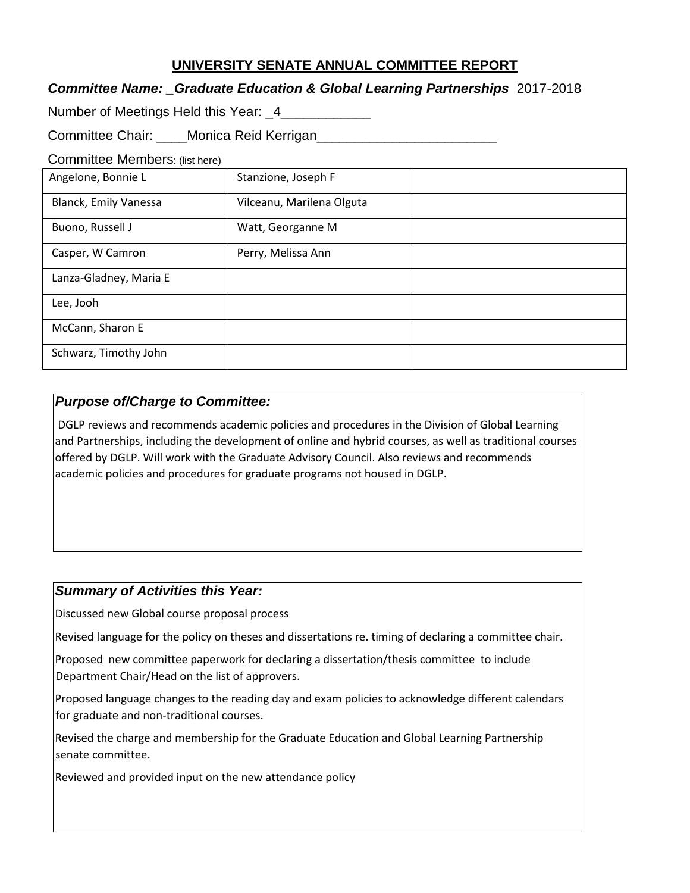# UNIVERSITY SENATE ANNUAL COMMITTEE REPORT

***Committee Name: _Graduate Education & Global Learning Partnerships*** 2017-2018

Number of Meetings Held this Year: _4___________

Committee Chair: ____Monica Reid Kerrigan_______________________

Committee Members: (list here)

| | | |
|---|---|---|
| Angelone, Bonnie L | Stanzione, Joseph F | |
| Blanck, Emily Vanessa | Vilceanu, Marilena Olguta | |
| Buono, Russell J | Watt, Georganne M | |
| Casper, W Camron | Perry, Melissa Ann | |
| Lanza-Gladney, Maria E | | |
| Lee, Jooh | | |
| McCann, Sharon E | | |
| Schwarz, Timothy John | | |

### *Purpose of/Charge to Committee:*

DGLP reviews and recommends academic policies and procedures in the Division of Global Learning and Partnerships, including the development of online and hybrid courses, as well as traditional courses offered by DGLP. Will work with the Graduate Advisory Council. Also reviews and recommends academic policies and procedures for graduate programs not housed in DGLP.

### *Summary of Activities this Year:*

Discussed new Global course proposal process

Revised language for the policy on theses and dissertations re. timing of declaring a committee chair.

Proposed new committee paperwork for declaring a dissertation/thesis committee to include Department Chair/Head on the list of approvers.

Proposed language changes to the reading day and exam policies to acknowledge different calendars for graduate and non-traditional courses.

Revised the charge and membership for the Graduate Education and Global Learning Partnership senate committee.

Reviewed and provided input on the new attendance policy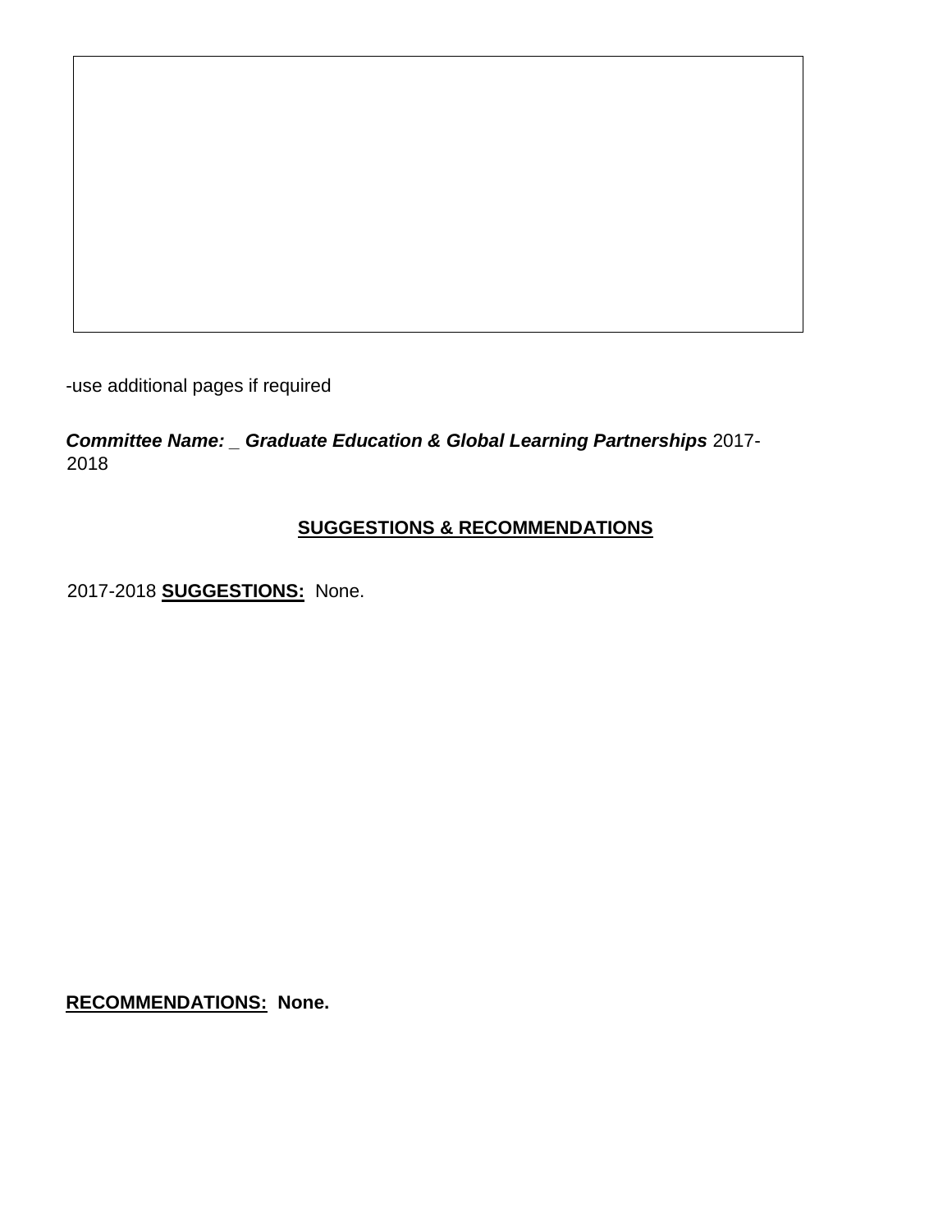-use additional pages if required

***Committee Name: _ Graduate Education & Global Learning Partnerships*** 2017-2018

**SUGGESTIONS & RECOMMENDATIONS**

2017-2018 **SUGGESTIONS:** None.

**RECOMMENDATIONS: None.**